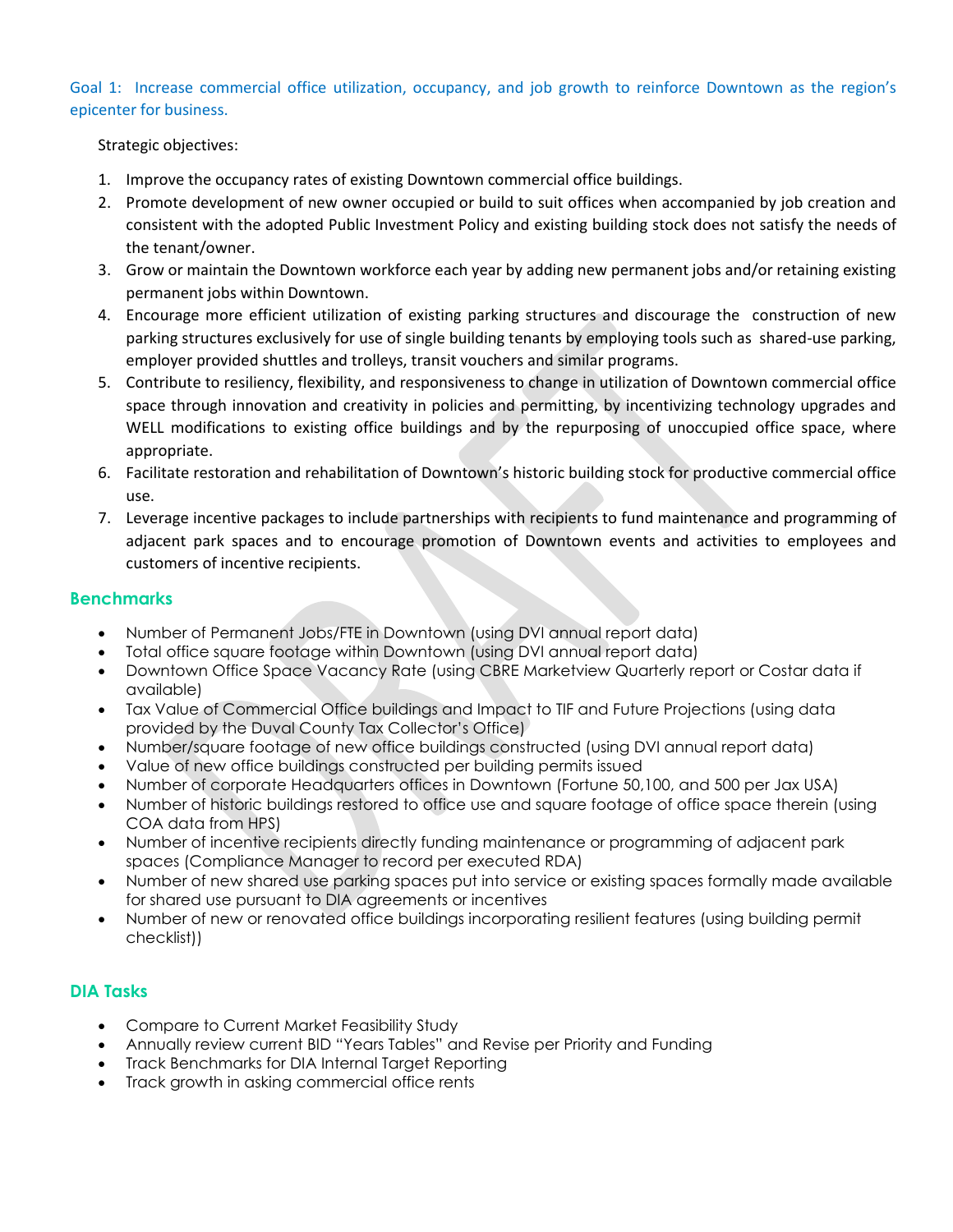## Goal 1: Increase commercial office utilization, occupancy, and job growth to reinforce Downtown as the region's epicenter for business.

Strategic objectives:

1. Improve the occupancy rates of existing Downtown commercial office buildings.
2. Promote development of new owner occupied or build to suit offices when accompanied by job creation and consistent with the adopted Public Investment Policy and existing building stock does not satisfy the needs of the tenant/owner.
3. Grow or maintain the Downtown workforce each year by adding new permanent jobs and/or retaining existing permanent jobs within Downtown.
4. Encourage more efficient utilization of existing parking structures and discourage the construction of new parking structures exclusively for use of single building tenants by employing tools such as shared-use parking, employer provided shuttles and trolleys, transit vouchers and similar programs.
5. Contribute to resiliency, flexibility, and responsiveness to change in utilization of Downtown commercial office space through innovation and creativity in policies and permitting, by incentivizing technology upgrades and WELL modifications to existing office buildings and by the repurposing of unoccupied office space, where appropriate.
6. Facilitate restoration and rehabilitation of Downtown's historic building stock for productive commercial office use.
7. Leverage incentive packages to include partnerships with recipients to fund maintenance and programming of adjacent park spaces and to encourage promotion of Downtown events and activities to employees and customers of incentive recipients.

### Benchmarks

- Number of Permanent Jobs/FTE in Downtown (using DVI annual report data)
- Total office square footage within Downtown (using DVI annual report data)
- Downtown Office Space Vacancy Rate (using CBRE Marketview Quarterly report or Costar data if available)
- Tax Value of Commercial Office buildings and Impact to TIF and Future Projections (using data provided by the Duval County Tax Collector's Office)
- Number/square footage of new office buildings constructed (using DVI annual report data)
- Value of new office buildings constructed per building permits issued
- Number of corporate Headquarters offices in Downtown (Fortune 50,100, and 500 per Jax USA)
- Number of historic buildings restored to office use and square footage of office space therein (using COA data from HPS)
- Number of incentive recipients directly funding maintenance or programming of adjacent park spaces (Compliance Manager to record per executed RDA)
- Number of new shared use parking spaces put into service or existing spaces formally made available for shared use pursuant to DIA agreements or incentives
- Number of new or renovated office buildings incorporating resilient features (using building permit checklist))

### DIA Tasks

- Compare to Current Market Feasibility Study
- Annually review current BID "Years Tables" and Revise per Priority and Funding
- Track Benchmarks for DIA Internal Target Reporting
- Track growth in asking commercial office rents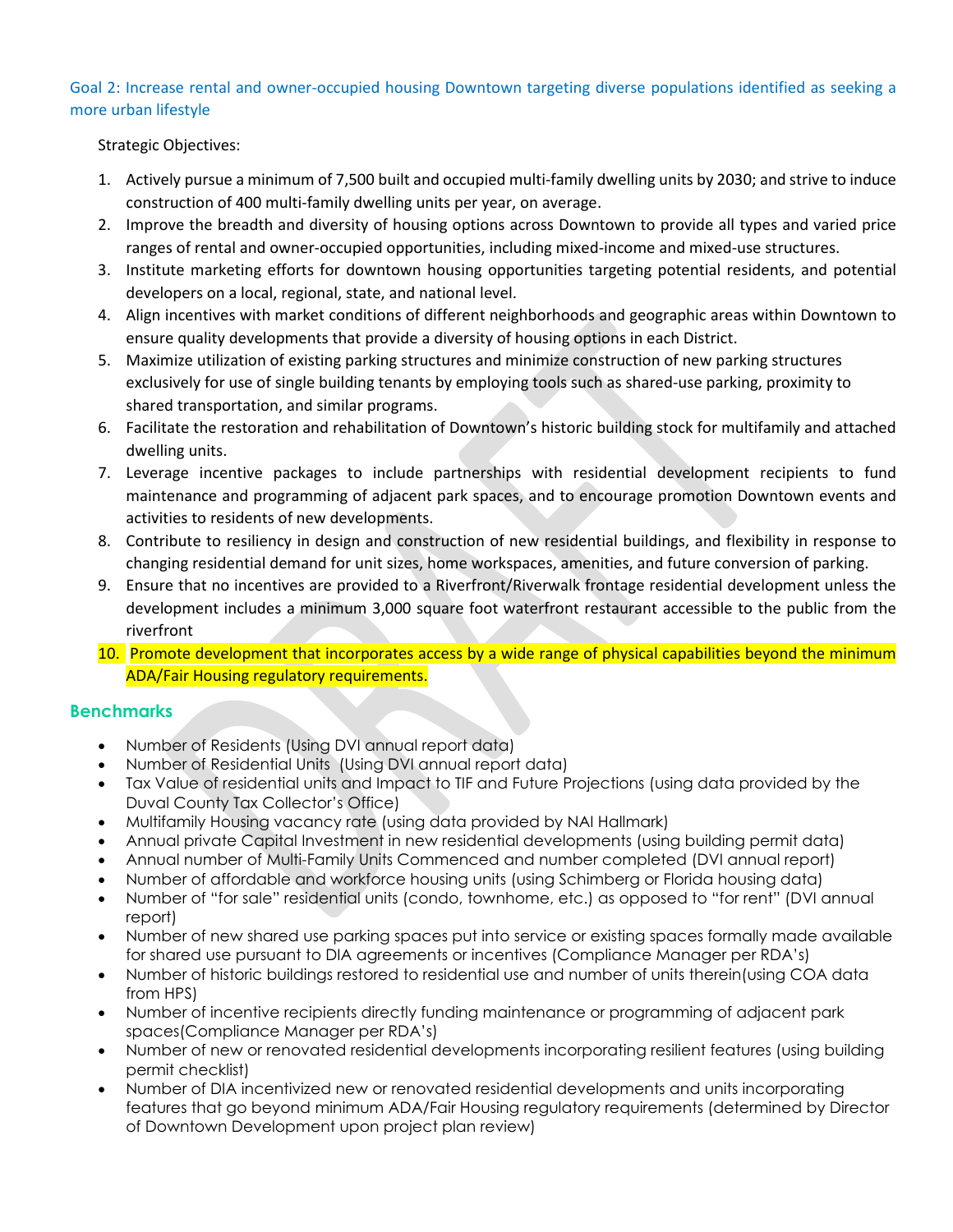## Goal 2: Increase rental and owner-occupied housing Downtown targeting diverse populations identified as seeking a more urban lifestyle

Strategic Objectives:

1. Actively pursue a minimum of 7,500 built and occupied multi-family dwelling units by 2030; and strive to induce construction of 400 multi-family dwelling units per year, on average.
2. Improve the breadth and diversity of housing options across Downtown to provide all types and varied price ranges of rental and owner-occupied opportunities, including mixed-income and mixed-use structures.
3. Institute marketing efforts for downtown housing opportunities targeting potential residents, and potential developers on a local, regional, state, and national level.
4. Align incentives with market conditions of different neighborhoods and geographic areas within Downtown to ensure quality developments that provide a diversity of housing options in each District.
5. Maximize utilization of existing parking structures and minimize construction of new parking structures exclusively for use of single building tenants by employing tools such as shared-use parking, proximity to shared transportation, and similar programs.
6. Facilitate the restoration and rehabilitation of Downtown's historic building stock for multifamily and attached dwelling units.
7. Leverage incentive packages to include partnerships with residential development recipients to fund maintenance and programming of adjacent park spaces, and to encourage promotion Downtown events and activities to residents of new developments.
8. Contribute to resiliency in design and construction of new residential buildings, and flexibility in response to changing residential demand for unit sizes, home workspaces, amenities, and future conversion of parking.
9. Ensure that no incentives are provided to a Riverfront/Riverwalk frontage residential development unless the development includes a minimum 3,000 square foot waterfront restaurant accessible to the public from the riverfront
10. Promote development that incorporates access by a wide range of physical capabilities beyond the minimum ADA/Fair Housing regulatory requirements.

### Benchmarks

- Number of Residents (Using DVI annual report data)
- Number of Residential Units (Using DVI annual report data)
- Tax Value of residential units and Impact to TIF and Future Projections (using data provided by the Duval County Tax Collector's Office)
- Multifamily Housing vacancy rate (using data provided by NAI Hallmark)
- Annual private Capital Investment in new residential developments (using building permit data)
- Annual number of Multi-Family Units Commenced and number completed (DVI annual report)
- Number of affordable and workforce housing units (using Schimberg or Florida housing data)
- Number of "for sale" residential units (condo, townhome, etc.) as opposed to "for rent" (DVI annual report)
- Number of new shared use parking spaces put into service or existing spaces formally made available for shared use pursuant to DIA agreements or incentives (Compliance Manager per RDA's)
- Number of historic buildings restored to residential use and number of units therein(using COA data from HPS)
- Number of incentive recipients directly funding maintenance or programming of adjacent park spaces(Compliance Manager per RDA's)
- Number of new or renovated residential developments incorporating resilient features (using building permit checklist)
- Number of DIA incentivized new or renovated residential developments and units incorporating features that go beyond minimum ADA/Fair Housing regulatory requirements (determined by Director of Downtown Development upon project plan review)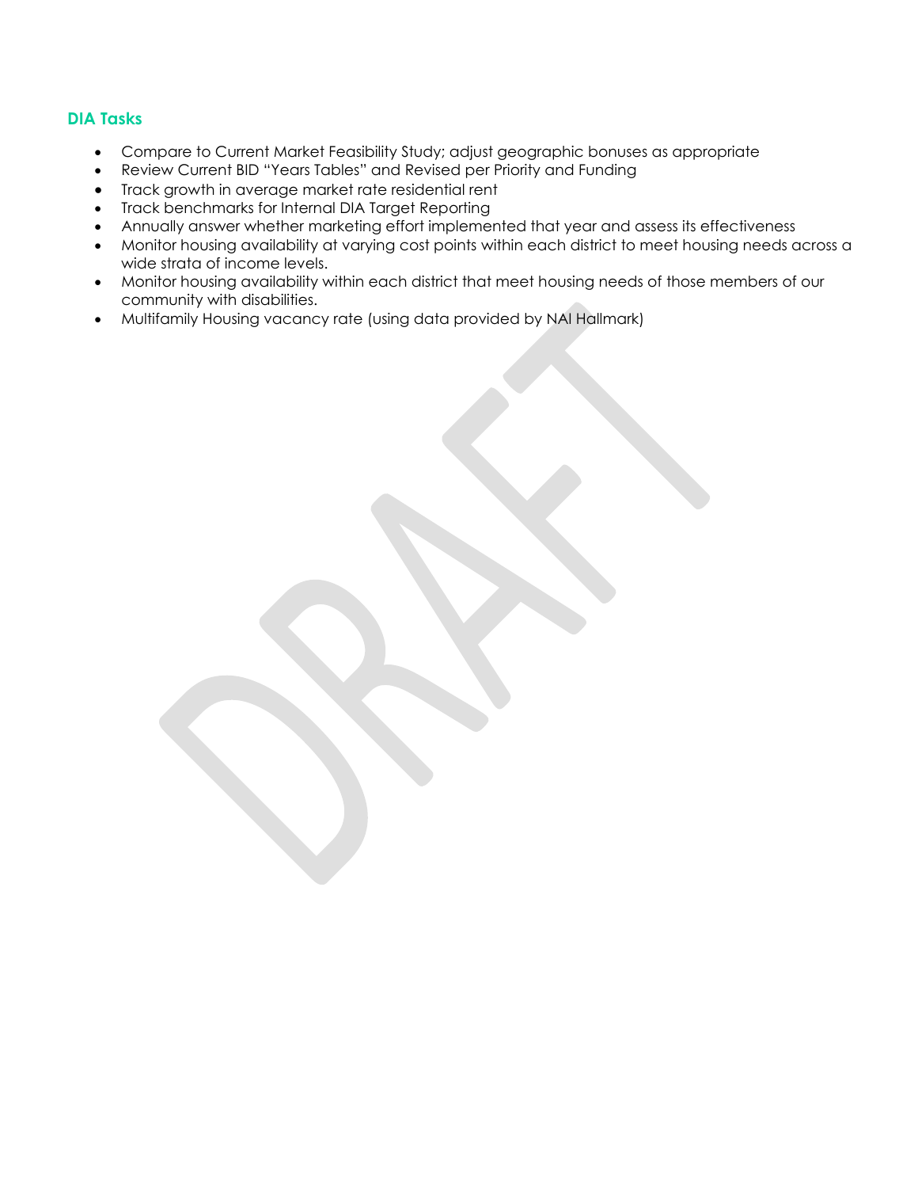### DIA Tasks

- Compare to Current Market Feasibility Study; adjust geographic bonuses as appropriate
- Review Current BID "Years Tables" and Revised per Priority and Funding
- Track growth in average market rate residential rent
- Track benchmarks for Internal DIA Target Reporting
- Annually answer whether marketing effort implemented that year and assess its effectiveness
- Monitor housing availability at varying cost points within each district to meet housing needs across a wide strata of income levels.
- Monitor housing availability within each district that meet housing needs of those members of our community with disabilities.
- Multifamily Housing vacancy rate (using data provided by NAI Hallmark)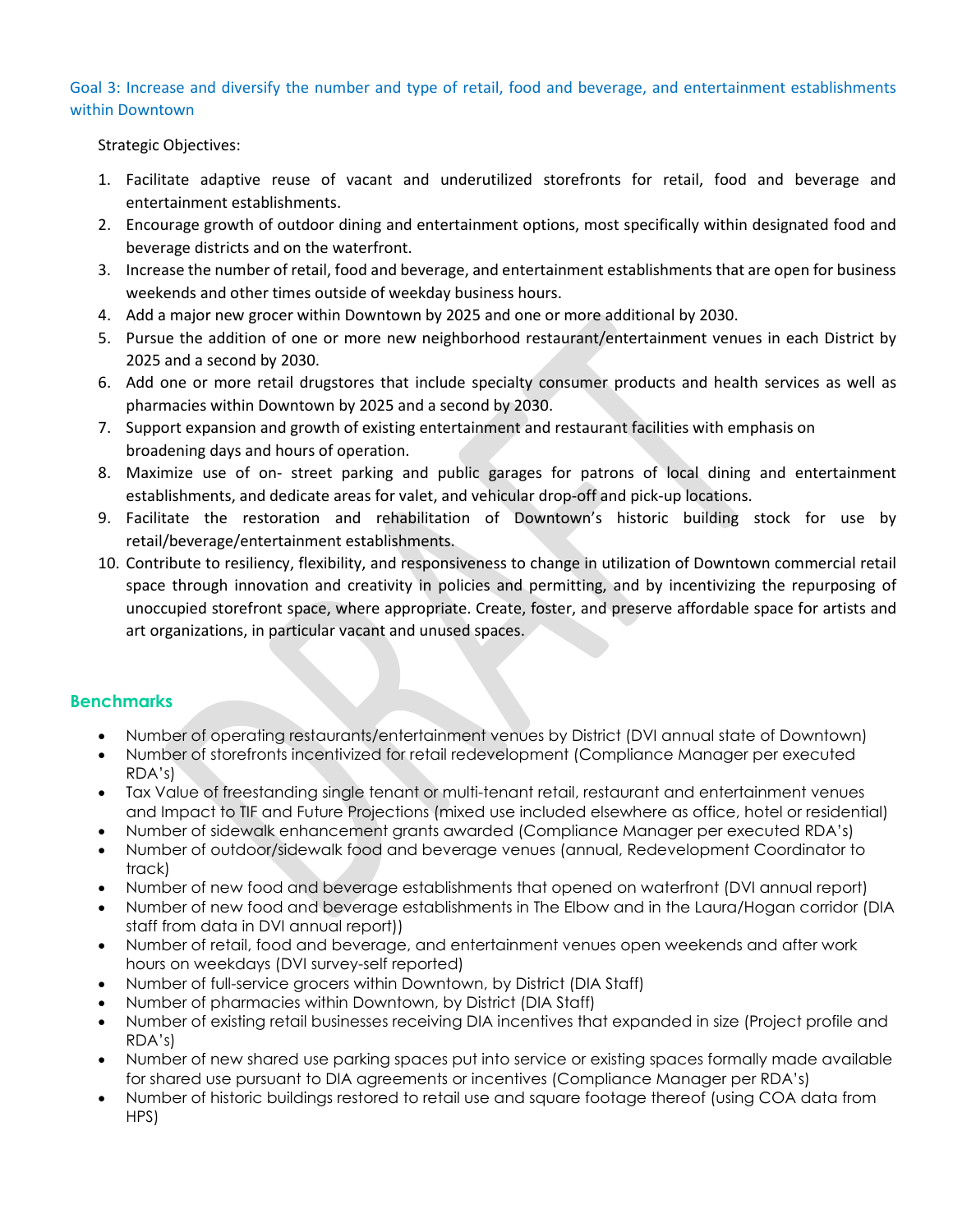## Goal 3: Increase and diversify the number and type of retail, food and beverage, and entertainment establishments within Downtown

Strategic Objectives:

1. Facilitate adaptive reuse of vacant and underutilized storefronts for retail, food and beverage and entertainment establishments.
2. Encourage growth of outdoor dining and entertainment options, most specifically within designated food and beverage districts and on the waterfront.
3. Increase the number of retail, food and beverage, and entertainment establishments that are open for business weekends and other times outside of weekday business hours.
4. Add a major new grocer within Downtown by 2025 and one or more additional by 2030.
5. Pursue the addition of one or more new neighborhood restaurant/entertainment venues in each District by 2025 and a second by 2030.
6. Add one or more retail drugstores that include specialty consumer products and health services as well as pharmacies within Downtown by 2025 and a second by 2030.
7. Support expansion and growth of existing entertainment and restaurant facilities with emphasis on broadening days and hours of operation.
8. Maximize use of on- street parking and public garages for patrons of local dining and entertainment establishments, and dedicate areas for valet, and vehicular drop-off and pick-up locations.
9. Facilitate the restoration and rehabilitation of Downtown's historic building stock for use by retail/beverage/entertainment establishments.
10. Contribute to resiliency, flexibility, and responsiveness to change in utilization of Downtown commercial retail space through innovation and creativity in policies and permitting, and by incentivizing the repurposing of unoccupied storefront space, where appropriate. Create, foster, and preserve affordable space for artists and art organizations, in particular vacant and unused spaces.

## Benchmarks

- Number of operating restaurants/entertainment venues by District (DVI annual state of Downtown)
- Number of storefronts incentivized for retail redevelopment (Compliance Manager per executed RDA's)
- Tax Value of freestanding single tenant or multi-tenant retail, restaurant and entertainment venues and Impact to TIF and Future Projections (mixed use included elsewhere as office, hotel or residential)
- Number of sidewalk enhancement grants awarded (Compliance Manager per executed RDA's)
- Number of outdoor/sidewalk food and beverage venues (annual, Redevelopment Coordinator to track)
- Number of new food and beverage establishments that opened on waterfront (DVI annual report)
- Number of new food and beverage establishments in The Elbow and in the Laura/Hogan corridor (DIA staff from data in DVI annual report))
- Number of retail, food and beverage, and entertainment venues open weekends and after work hours on weekdays (DVI survey-self reported)
- Number of full-service grocers within Downtown, by District (DIA Staff)
- Number of pharmacies within Downtown, by District (DIA Staff)
- Number of existing retail businesses receiving DIA incentives that expanded in size (Project profile and RDA's)
- Number of new shared use parking spaces put into service or existing spaces formally made available for shared use pursuant to DIA agreements or incentives (Compliance Manager per RDA's)
- Number of historic buildings restored to retail use and square footage thereof (using COA data from HPS)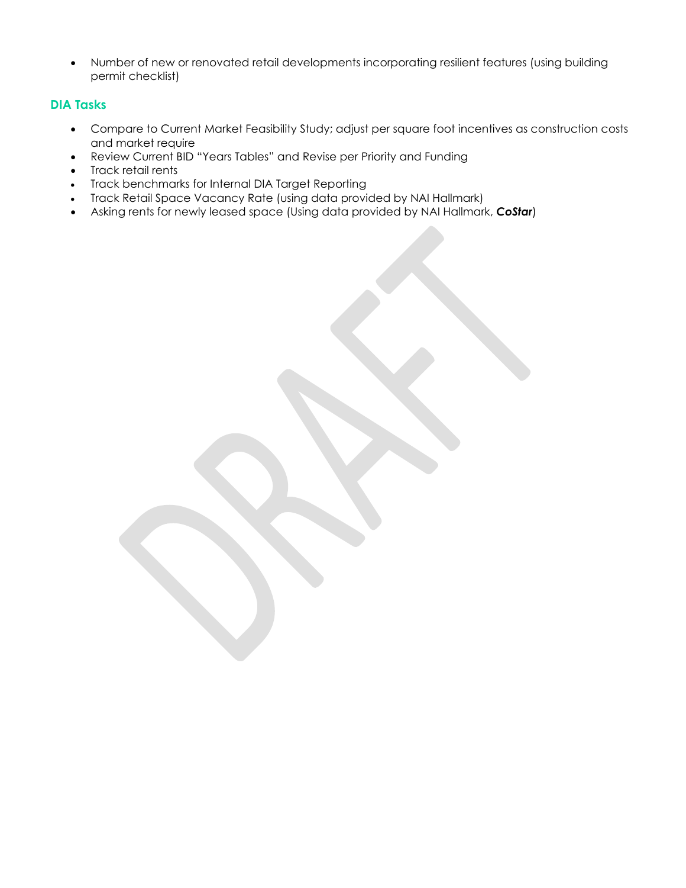- Number of new or renovated retail developments incorporating resilient features (using building permit checklist)

### DIA Tasks

- Compare to Current Market Feasibility Study; adjust per square foot incentives as construction costs and market require
- Review Current BID "Years Tables" and Revise per Priority and Funding
- Track retail rents
- Track benchmarks for Internal DIA Target Reporting
- Track Retail Space Vacancy Rate (using data provided by NAI Hallmark)
- Asking rents for newly leased space (Using data provided by NAI Hallmark, ***CoStar***)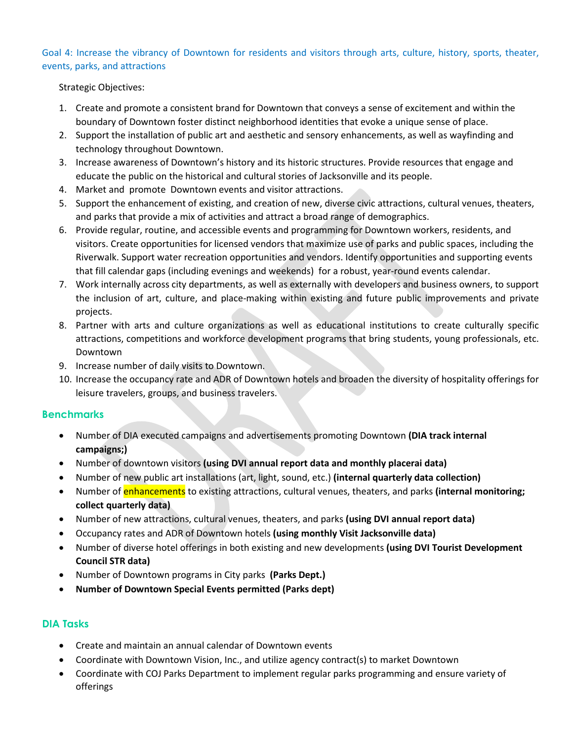## Goal 4: Increase the vibrancy of Downtown for residents and visitors through arts, culture, history, sports, theater, events, parks, and attractions

Strategic Objectives:

1. Create and promote a consistent brand for Downtown that conveys a sense of excitement and within the boundary of Downtown foster distinct neighborhood identities that evoke a unique sense of place.
2. Support the installation of public art and aesthetic and sensory enhancements, as well as wayfinding and technology throughout Downtown.
3. Increase awareness of Downtown's history and its historic structures. Provide resources that engage and educate the public on the historical and cultural stories of Jacksonville and its people.
4. Market and promote Downtown events and visitor attractions.
5. Support the enhancement of existing, and creation of new, diverse civic attractions, cultural venues, theaters, and parks that provide a mix of activities and attract a broad range of demographics.
6. Provide regular, routine, and accessible events and programming for Downtown workers, residents, and visitors. Create opportunities for licensed vendors that maximize use of parks and public spaces, including the Riverwalk. Support water recreation opportunities and vendors. Identify opportunities and supporting events that fill calendar gaps (including evenings and weekends) for a robust, year-round events calendar.
7. Work internally across city departments, as well as externally with developers and business owners, to support the inclusion of art, culture, and place-making within existing and future public improvements and private projects.
8. Partner with arts and culture organizations as well as educational institutions to create culturally specific attractions, competitions and workforce development programs that bring students, young professionals, etc. Downtown
9. Increase number of daily visits to Downtown.
10. Increase the occupancy rate and ADR of Downtown hotels and broaden the diversity of hospitality offerings for leisure travelers, groups, and business travelers.

### Benchmarks

- Number of DIA executed campaigns and advertisements promoting Downtown **(DIA track internal campaigns;)**
- Number of downtown visitors **(using DVI annual report data and monthly placerai data)**
- Number of new public art installations (art, light, sound, etc.) **(internal quarterly data collection)**
- Number of enhancements to existing attractions, cultural venues, theaters, and parks **(internal monitoring; collect quarterly data)**
- Number of new attractions, cultural venues, theaters, and parks **(using DVI annual report data)**
- Occupancy rates and ADR of Downtown hotels **(using monthly Visit Jacksonville data)**
- Number of diverse hotel offerings in both existing and new developments **(using DVI Tourist Development Council STR data)**
- Number of Downtown programs in City parks **(Parks Dept.)**
- **Number of Downtown Special Events permitted (Parks dept)**

### DIA Tasks

- Create and maintain an annual calendar of Downtown events
- Coordinate with Downtown Vision, Inc., and utilize agency contract(s) to market Downtown
- Coordinate with COJ Parks Department to implement regular parks programming and ensure variety of offerings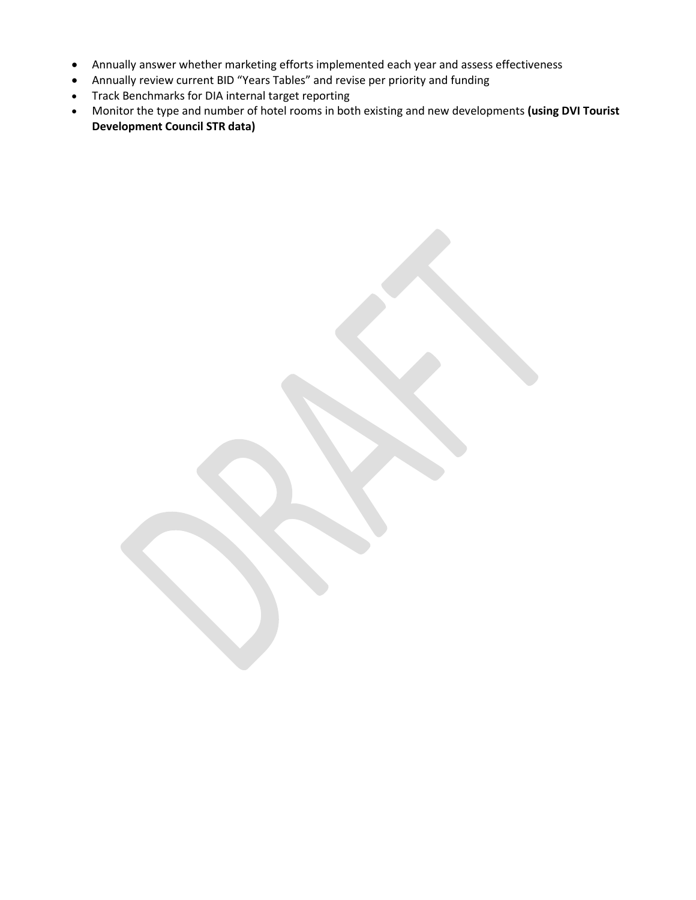- Annually answer whether marketing efforts implemented each year and assess effectiveness
- Annually review current BID "Years Tables" and revise per priority and funding
- Track Benchmarks for DIA internal target reporting
- Monitor the type and number of hotel rooms in both existing and new developments **(using DVI Tourist Development Council STR data)**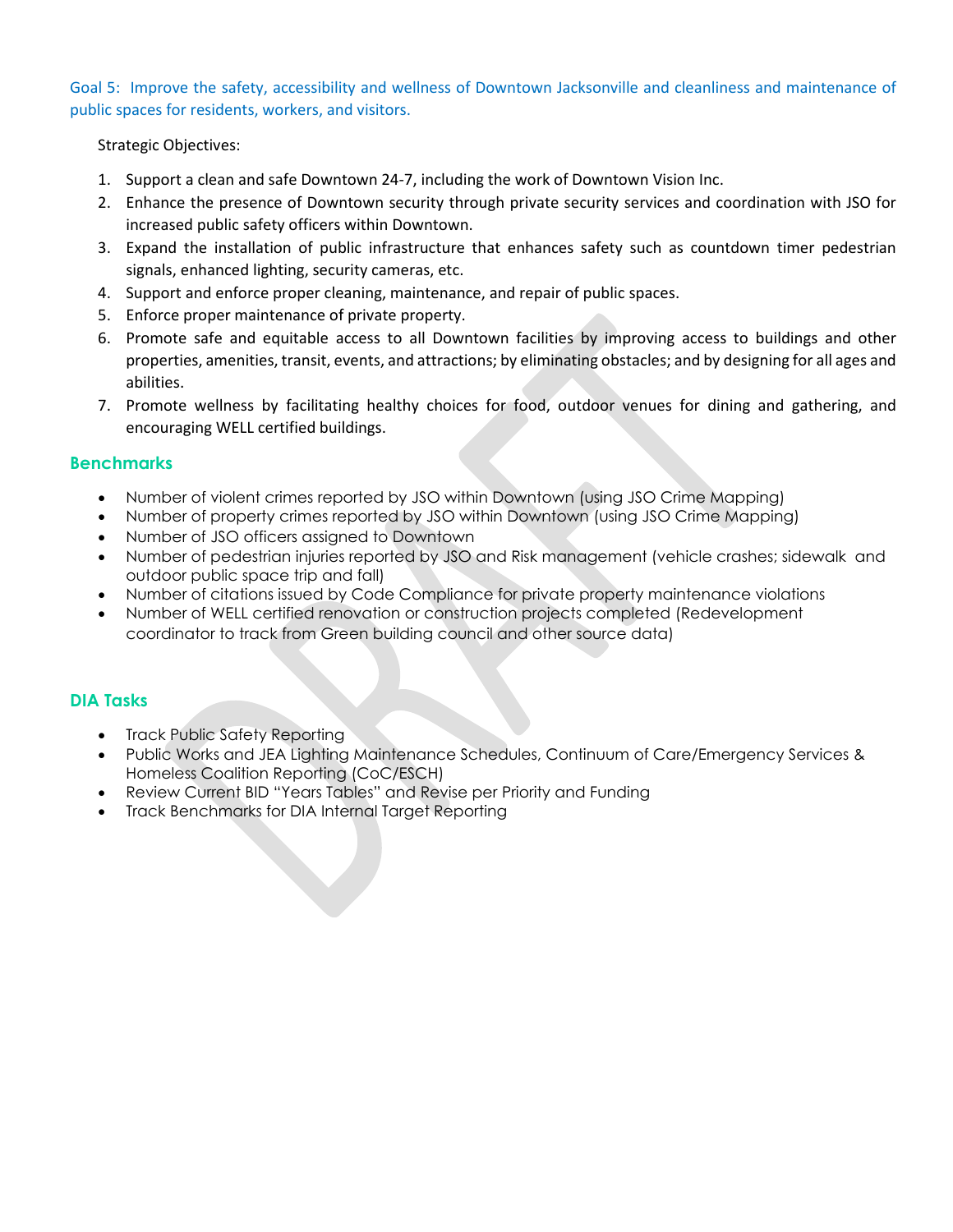Goal 5: Improve the safety, accessibility and wellness of Downtown Jacksonville and cleanliness and maintenance of public spaces for residents, workers, and visitors.

Strategic Objectives:

1. Support a clean and safe Downtown 24-7, including the work of Downtown Vision Inc.
2. Enhance the presence of Downtown security through private security services and coordination with JSO for increased public safety officers within Downtown.
3. Expand the installation of public infrastructure that enhances safety such as countdown timer pedestrian signals, enhanced lighting, security cameras, etc.
4. Support and enforce proper cleaning, maintenance, and repair of public spaces.
5. Enforce proper maintenance of private property.
6. Promote safe and equitable access to all Downtown facilities by improving access to buildings and other properties, amenities, transit, events, and attractions; by eliminating obstacles; and by designing for all ages and abilities.
7. Promote wellness by facilitating healthy choices for food, outdoor venues for dining and gathering, and encouraging WELL certified buildings.

## Benchmarks

- Number of violent crimes reported by JSO within Downtown (using JSO Crime Mapping)
- Number of property crimes reported by JSO within Downtown (using JSO Crime Mapping)
- Number of JSO officers assigned to Downtown
- Number of pedestrian injuries reported by JSO and Risk management (vehicle crashes; sidewalk and outdoor public space trip and fall)
- Number of citations issued by Code Compliance for private property maintenance violations
- Number of WELL certified renovation or construction projects completed (Redevelopment coordinator to track from Green building council and other source data)

## DIA Tasks

- Track Public Safety Reporting
- Public Works and JEA Lighting Maintenance Schedules, Continuum of Care/Emergency Services & Homeless Coalition Reporting (CoC/ESCH)
- Review Current BID "Years Tables" and Revise per Priority and Funding
- Track Benchmarks for DIA Internal Target Reporting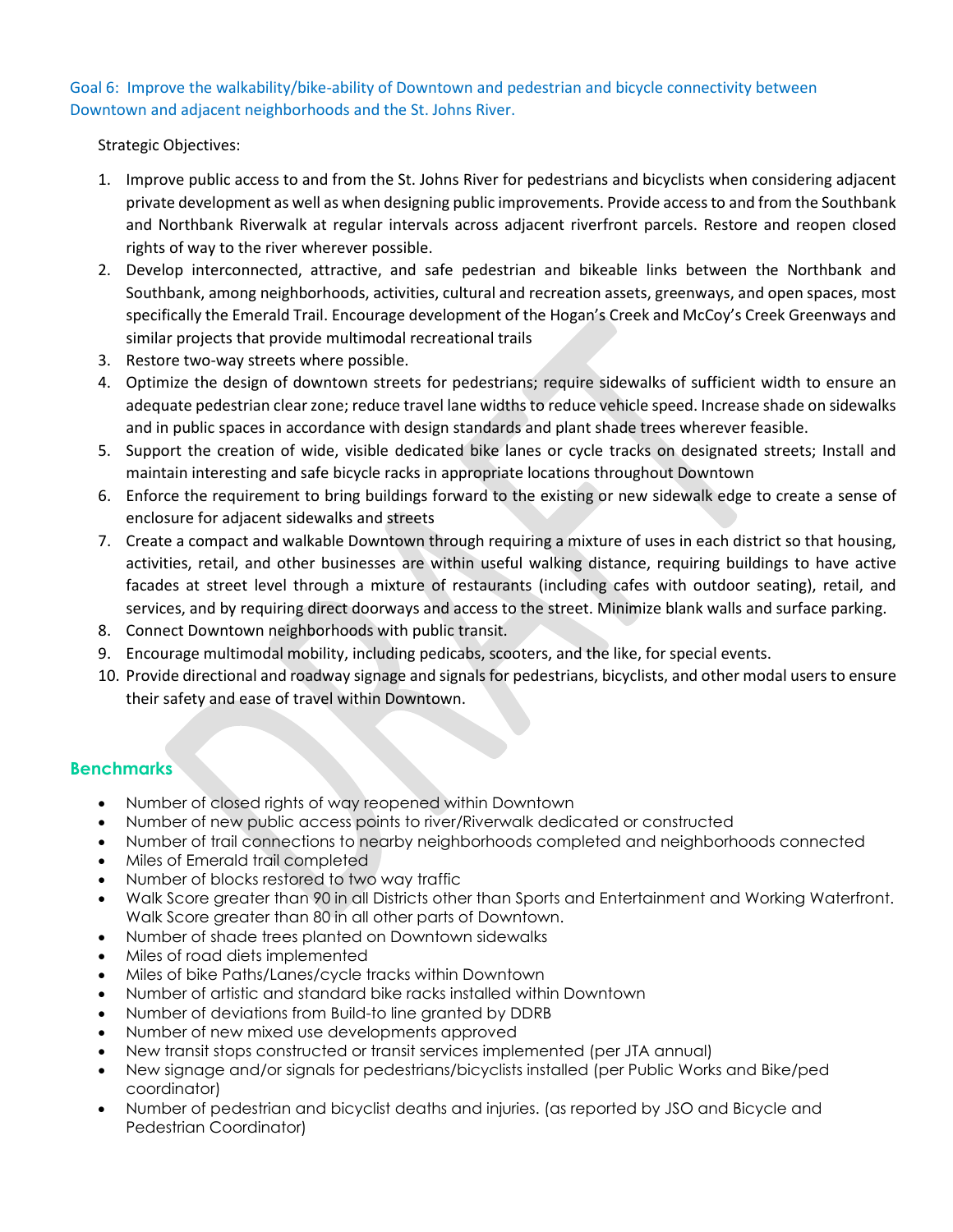## Goal 6: Improve the walkability/bike-ability of Downtown and pedestrian and bicycle connectivity between Downtown and adjacent neighborhoods and the St. Johns River.

Strategic Objectives:

1. Improve public access to and from the St. Johns River for pedestrians and bicyclists when considering adjacent private development as well as when designing public improvements. Provide access to and from the Southbank and Northbank Riverwalk at regular intervals across adjacent riverfront parcels. Restore and reopen closed rights of way to the river wherever possible.
2. Develop interconnected, attractive, and safe pedestrian and bikeable links between the Northbank and Southbank, among neighborhoods, activities, cultural and recreation assets, greenways, and open spaces, most specifically the Emerald Trail. Encourage development of the Hogan's Creek and McCoy's Creek Greenways and similar projects that provide multimodal recreational trails
3. Restore two-way streets where possible.
4. Optimize the design of downtown streets for pedestrians; require sidewalks of sufficient width to ensure an adequate pedestrian clear zone; reduce travel lane widths to reduce vehicle speed. Increase shade on sidewalks and in public spaces in accordance with design standards and plant shade trees wherever feasible.
5. Support the creation of wide, visible dedicated bike lanes or cycle tracks on designated streets; Install and maintain interesting and safe bicycle racks in appropriate locations throughout Downtown
6. Enforce the requirement to bring buildings forward to the existing or new sidewalk edge to create a sense of enclosure for adjacent sidewalks and streets
7. Create a compact and walkable Downtown through requiring a mixture of uses in each district so that housing, activities, retail, and other businesses are within useful walking distance, requiring buildings to have active facades at street level through a mixture of restaurants (including cafes with outdoor seating), retail, and services, and by requiring direct doorways and access to the street. Minimize blank walls and surface parking.
8. Connect Downtown neighborhoods with public transit.
9. Encourage multimodal mobility, including pedicabs, scooters, and the like, for special events.
10. Provide directional and roadway signage and signals for pedestrians, bicyclists, and other modal users to ensure their safety and ease of travel within Downtown.

### Benchmarks

- Number of closed rights of way reopened within Downtown
- Number of new public access points to river/Riverwalk dedicated or constructed
- Number of trail connections to nearby neighborhoods completed and neighborhoods connected
- Miles of Emerald trail completed
- Number of blocks restored to two way traffic
- Walk Score greater than 90 in all Districts other than Sports and Entertainment and Working Waterfront. Walk Score greater than 80 in all other parts of Downtown.
- Number of shade trees planted on Downtown sidewalks
- Miles of road diets implemented
- Miles of bike Paths/Lanes/cycle tracks within Downtown
- Number of artistic and standard bike racks installed within Downtown
- Number of deviations from Build-to line granted by DDRB
- Number of new mixed use developments approved
- New transit stops constructed or transit services implemented (per JTA annual)
- New signage and/or signals for pedestrians/bicyclists installed (per Public Works and Bike/ped coordinator)
- Number of pedestrian and bicyclist deaths and injuries. (as reported by JSO and Bicycle and Pedestrian Coordinator)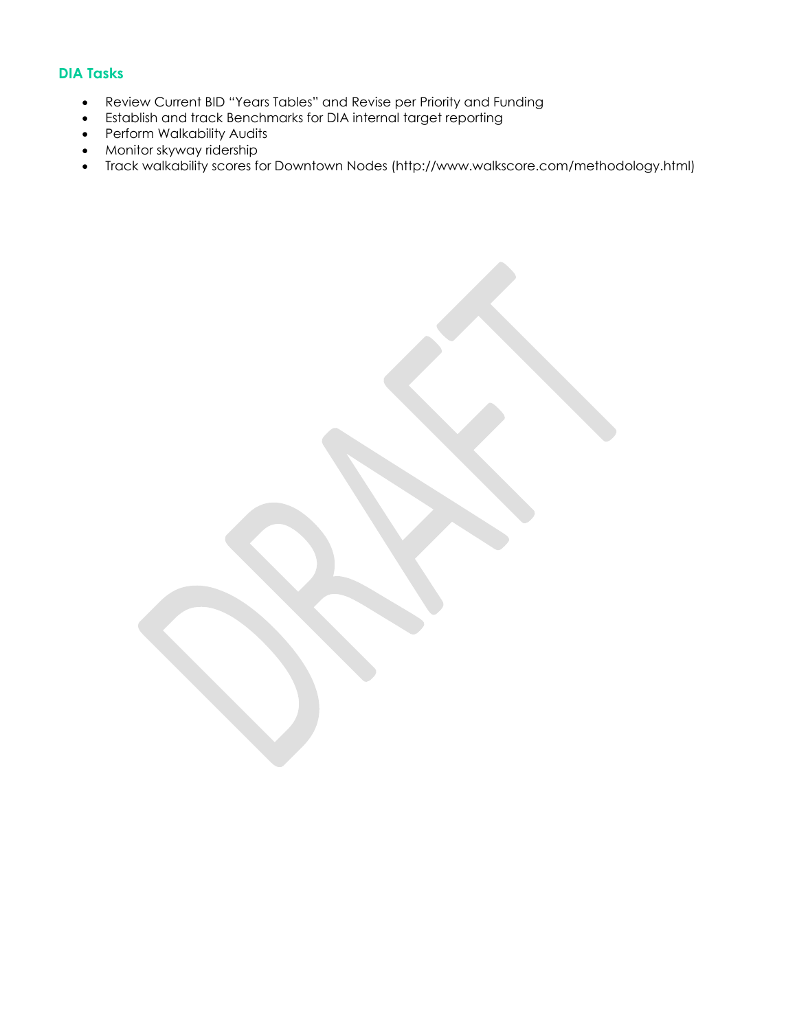### DIA Tasks

- Review Current BID "Years Tables" and Revise per Priority and Funding
- Establish and track Benchmarks for DIA internal target reporting
- Perform Walkability Audits
- Monitor skyway ridership
- Track walkability scores for Downtown Nodes (http://www.walkscore.com/methodology.html)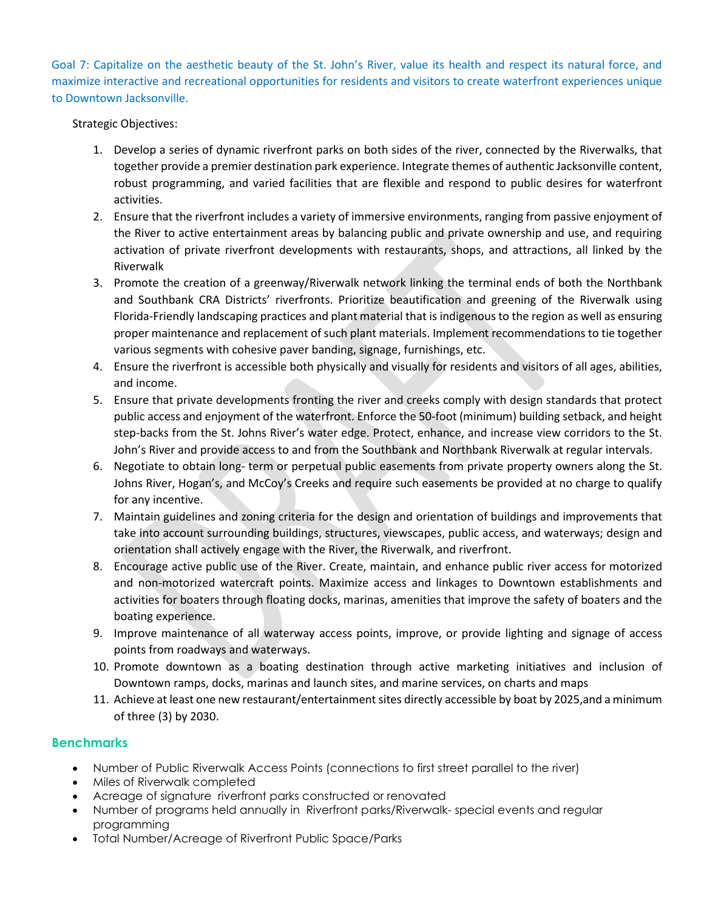Goal 7: Capitalize on the aesthetic beauty of the St. John's River, value its health and respect its natural force, and maximize interactive and recreational opportunities for residents and visitors to create waterfront experiences unique to Downtown Jacksonville.

Strategic Objectives:

1. Develop a series of dynamic riverfront parks on both sides of the river, connected by the Riverwalks, that together provide a premier destination park experience. Integrate themes of authentic Jacksonville content, robust programming, and varied facilities that are flexible and respond to public desires for waterfront activities.
2. Ensure that the riverfront includes a variety of immersive environments, ranging from passive enjoyment of the River to active entertainment areas by balancing public and private ownership and use, and requiring activation of private riverfront developments with restaurants, shops, and attractions, all linked by the Riverwalk
3. Promote the creation of a greenway/Riverwalk network linking the terminal ends of both the Northbank and Southbank CRA Districts' riverfronts. Prioritize beautification and greening of the Riverwalk using Florida-Friendly landscaping practices and plant material that is indigenous to the region as well as ensuring proper maintenance and replacement of such plant materials. Implement recommendations to tie together various segments with cohesive paver banding, signage, furnishings, etc.
4. Ensure the riverfront is accessible both physically and visually for residents and visitors of all ages, abilities, and income.
5. Ensure that private developments fronting the river and creeks comply with design standards that protect public access and enjoyment of the waterfront. Enforce the 50-foot (minimum) building setback, and height step-backs from the St. Johns River's water edge. Protect, enhance, and increase view corridors to the St. John's River and provide access to and from the Southbank and Northbank Riverwalk at regular intervals.
6. Negotiate to obtain long- term or perpetual public easements from private property owners along the St. Johns River, Hogan's, and McCoy's Creeks and require such easements be provided at no charge to qualify for any incentive.
7. Maintain guidelines and zoning criteria for the design and orientation of buildings and improvements that take into account surrounding buildings, structures, viewscapes, public access, and waterways; design and orientation shall actively engage with the River, the Riverwalk, and riverfront.
8. Encourage active public use of the River. Create, maintain, and enhance public river access for motorized and non-motorized watercraft points. Maximize access and linkages to Downtown establishments and activities for boaters through floating docks, marinas, amenities that improve the safety of boaters and the boating experience.
9. Improve maintenance of all waterway access points, improve, or provide lighting and signage of access points from roadways and waterways.
10. Promote downtown as a boating destination through active marketing initiatives and inclusion of Downtown ramps, docks, marinas and launch sites, and marine services, on charts and maps
11. Achieve at least one new restaurant/entertainment sites directly accessible by boat by 2025,and a minimum of three (3) by 2030.

## Benchmarks

- Number of Public Riverwalk Access Points (connections to first street parallel to the river)
- Miles of Riverwalk completed
- Acreage of signature riverfront parks constructed or renovated
- Number of programs held annually in Riverfront parks/Riverwalk- special events and regular programming
- Total Number/Acreage of Riverfront Public Space/Parks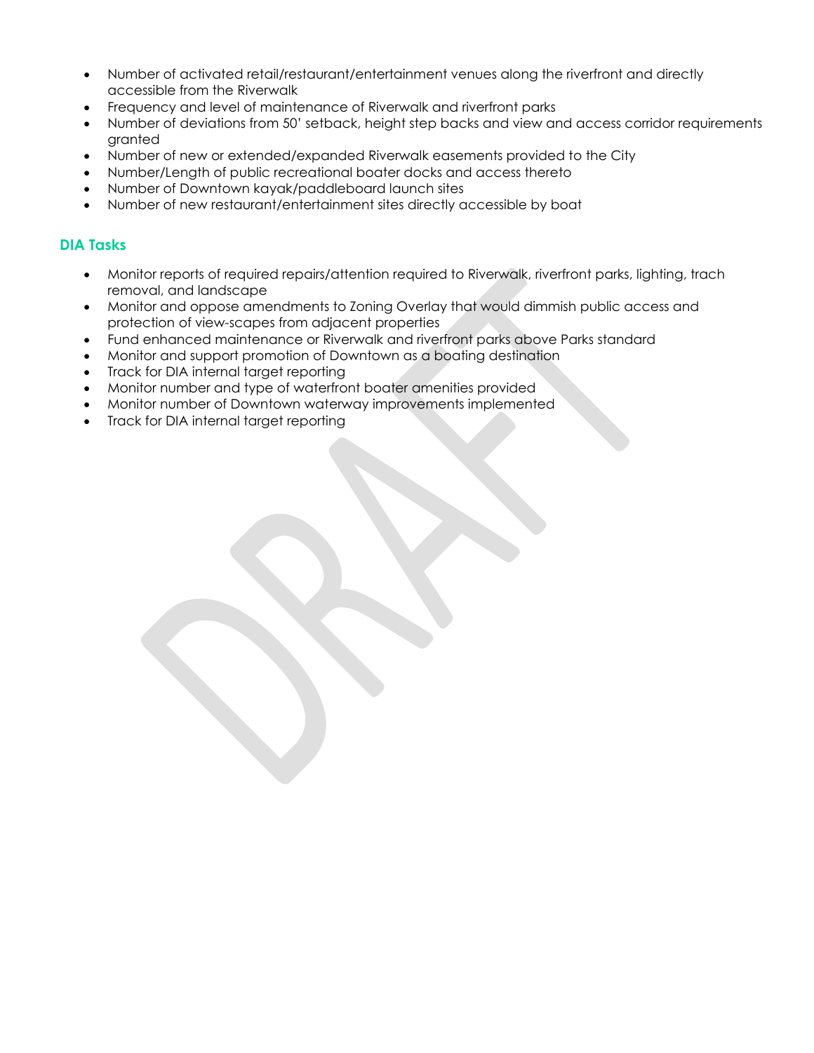- Number of activated retail/restaurant/entertainment venues along the riverfront and directly accessible from the Riverwalk
- Frequency and level of maintenance of Riverwalk and riverfront parks
- Number of deviations from 50' setback, height step backs and view and access corridor requirements granted
- Number of new or extended/expanded Riverwalk easements provided to the City
- Number/Length of public recreational boater docks and access thereto
- Number of Downtown kayak/paddleboard launch sites
- Number of new restaurant/entertainment sites directly accessible by boat

## DIA Tasks

- Monitor reports of required repairs/attention required to Riverwalk, riverfront parks, lighting, trach removal, and landscape
- Monitor and oppose amendments to Zoning Overlay that would dimmish public access and protection of view-scapes from adjacent properties
- Fund enhanced maintenance or Riverwalk and riverfront parks above Parks standard
- Monitor and support promotion of Downtown as a boating destination
- Track for DIA internal target reporting
- Monitor number and type of waterfront boater amenities provided
- Monitor number of Downtown waterway improvements implemented
- Track for DIA internal target reporting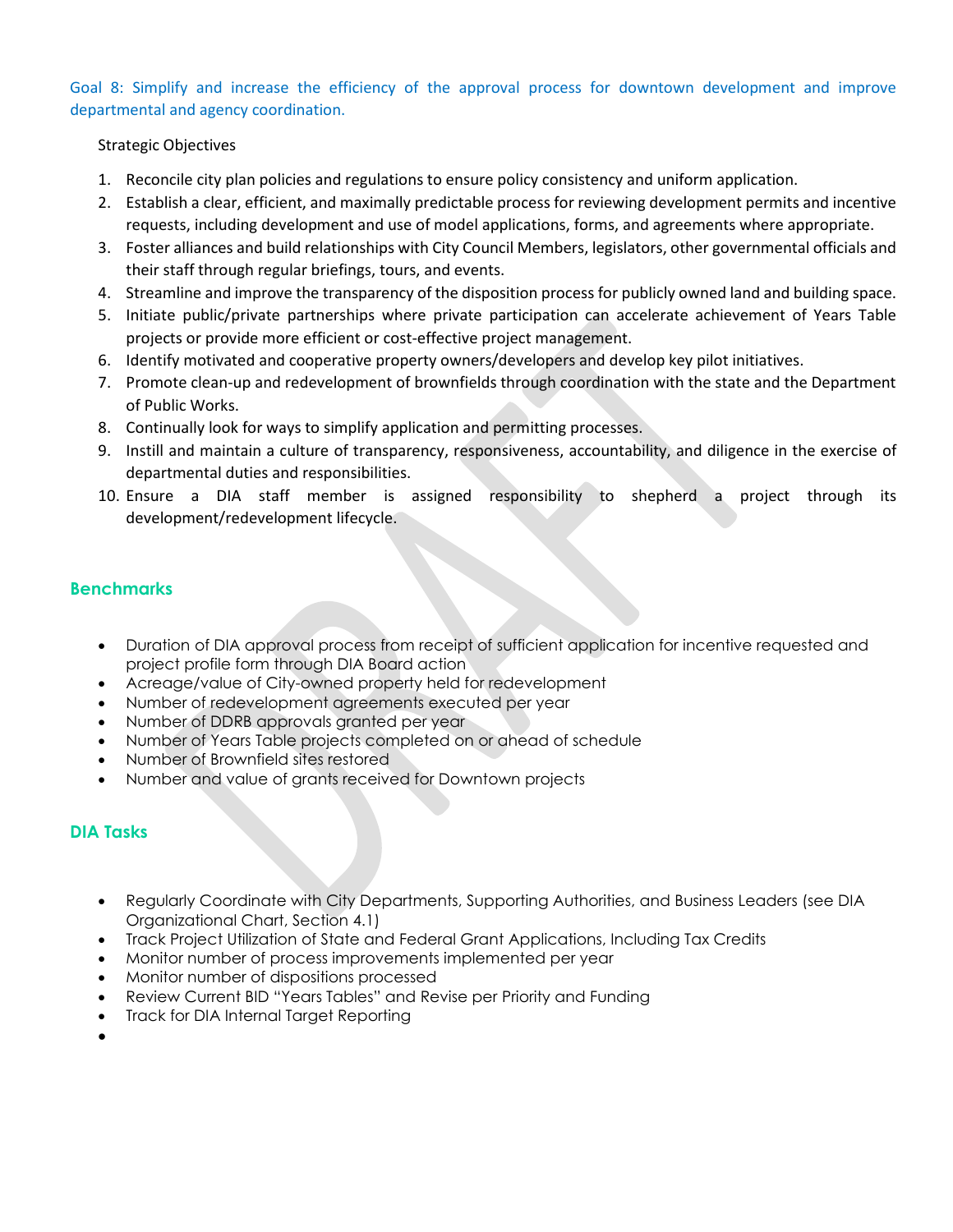Goal 8: Simplify and increase the efficiency of the approval process for downtown development and improve departmental and agency coordination.

Strategic Objectives

1. Reconcile city plan policies and regulations to ensure policy consistency and uniform application.
2. Establish a clear, efficient, and maximally predictable process for reviewing development permits and incentive requests, including development and use of model applications, forms, and agreements where appropriate.
3. Foster alliances and build relationships with City Council Members, legislators, other governmental officials and their staff through regular briefings, tours, and events.
4. Streamline and improve the transparency of the disposition process for publicly owned land and building space.
5. Initiate public/private partnerships where private participation can accelerate achievement of Years Table projects or provide more efficient or cost-effective project management.
6. Identify motivated and cooperative property owners/developers and develop key pilot initiatives.
7. Promote clean-up and redevelopment of brownfields through coordination with the state and the Department of Public Works.
8. Continually look for ways to simplify application and permitting processes.
9. Instill and maintain a culture of transparency, responsiveness, accountability, and diligence in the exercise of departmental duties and responsibilities.
10. Ensure a DIA staff member is assigned responsibility to shepherd a project through its development/redevelopment lifecycle.

## Benchmarks

- Duration of DIA approval process from receipt of sufficient application for incentive requested and project profile form through DIA Board action
- Acreage/value of City-owned property held for redevelopment
- Number of redevelopment agreements executed per year
- Number of DDRB approvals granted per year
- Number of Years Table projects completed on or ahead of schedule
- Number of Brownfield sites restored
- Number and value of grants received for Downtown projects

## DIA Tasks

- Regularly Coordinate with City Departments, Supporting Authorities, and Business Leaders (see DIA Organizational Chart, Section 4.1)
- Track Project Utilization of State and Federal Grant Applications, Including Tax Credits
- Monitor number of process improvements implemented per year
- Monitor number of dispositions processed
- Review Current BID "Years Tables" and Revise per Priority and Funding
- Track for DIA Internal Target Reporting